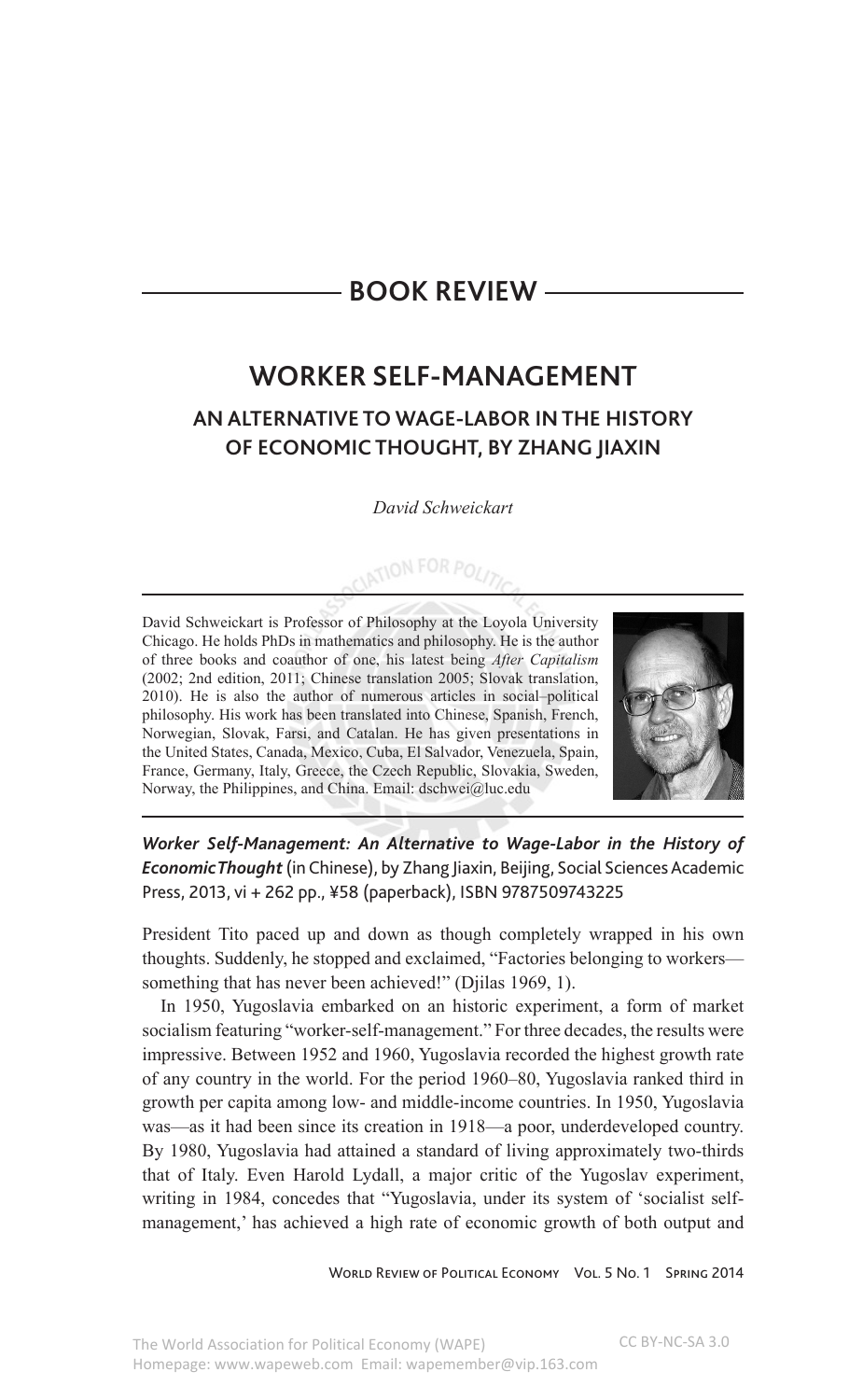## BOOK REVIEW

# WORKER SELF-MANAGEMENT

## AN ALTERNATIVE TO WAGE-LABOR IN THE HISTORY OF ECONOMIC THOUGHT, BY ZHANG JIAXIN

*David Schweickart*

David Schweickart is Professor of Philosophy at the Loyola University Chicago. He holds PhDs in mathematics and philosophy. He is the author of three books and coauthor of one, his latest being *After Capitalism* (2002; 2nd edition, 2011; Chinese translation 2005; Slovak translation, 2010). He is also the author of numerous articles in social–political philosophy. His work has been translated into Chinese, Spanish, French, Norwegian, Slovak, Farsi, and Catalan. He has given presentations in the United States, Canada, Mexico, Cuba, El Salvador, Venezuela, Spain, France, Germany, Italy, Greece, the Czech Republic, Slovakia, Sweden, Norway, the Philippines, and China. Email: dschwei@luc.edu

***Worker Self-Management: An Alternative to Wage-Labor in the History of Economic Thought*** (in Chinese), by Zhang Jiaxin, Beijing, Social Sciences Academic Press, 2013, vi + 262 pp., ¥58 (paperback), ISBN 9787509743225

President Tito paced up and down as though completely wrapped in his own thoughts. Suddenly, he stopped and exclaimed, "Factories belonging to workers—something that has never been achieved!" (Djilas 1969, 1).

In 1950, Yugoslavia embarked on an historic experiment, a form of market socialism featuring "worker-self-management." For three decades, the results were impressive. Between 1952 and 1960, Yugoslavia recorded the highest growth rate of any country in the world. For the period 1960–80, Yugoslavia ranked third in growth per capita among low- and middle-income countries. In 1950, Yugoslavia was—as it had been since its creation in 1918—a poor, underdeveloped country. By 1980, Yugoslavia had attained a standard of living approximately two-thirds that of Italy. Even Harold Lydall, a major critic of the Yugoslav experiment, writing in 1984, concedes that "Yugoslavia, under its system of 'socialist self-management,' has achieved a high rate of economic growth of both output and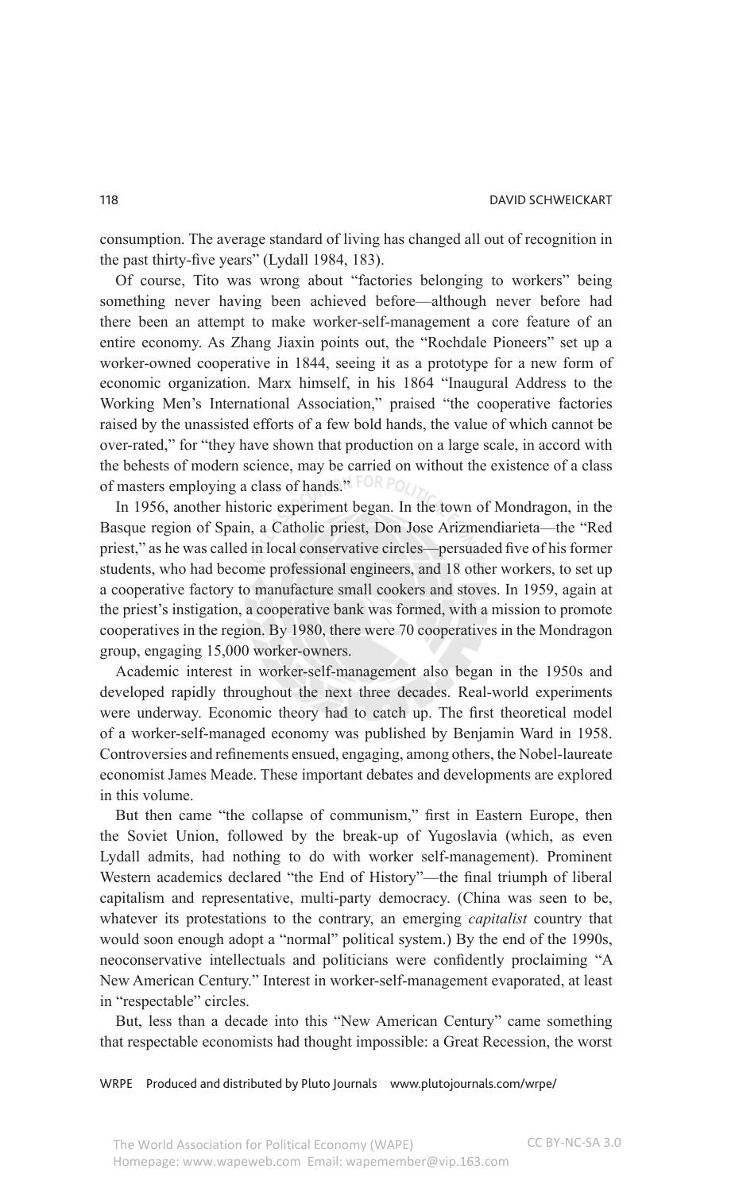consumption. The average standard of living has changed all out of recognition in the past thirty-five years" (Lydall 1984, 183).

Of course, Tito was wrong about "factories belonging to workers" being something never having been achieved before—although never before had there been an attempt to make worker-self-management a core feature of an entire economy. As Zhang Jiaxin points out, the "Rochdale Pioneers" set up a worker-owned cooperative in 1844, seeing it as a prototype for a new form of economic organization. Marx himself, in his 1864 "Inaugural Address to the Working Men's International Association," praised "the cooperative factories raised by the unassisted efforts of a few bold hands, the value of which cannot be over-rated," for "they have shown that production on a large scale, in accord with the behests of modern science, may be carried on without the existence of a class of masters employing a class of hands."

In 1956, another historic experiment began. In the town of Mondragon, in the Basque region of Spain, a Catholic priest, Don Jose Arizmendiarieta—the "Red priest," as he was called in local conservative circles—persuaded five of his former students, who had become professional engineers, and 18 other workers, to set up a cooperative factory to manufacture small cookers and stoves. In 1959, again at the priest's instigation, a cooperative bank was formed, with a mission to promote cooperatives in the region. By 1980, there were 70 cooperatives in the Mondragon group, engaging 15,000 worker-owners.

Academic interest in worker-self-management also began in the 1950s and developed rapidly throughout the next three decades. Real-world experiments were underway. Economic theory had to catch up. The first theoretical model of a worker-self-managed economy was published by Benjamin Ward in 1958. Controversies and refinements ensued, engaging, among others, the Nobel-laureate economist James Meade. These important debates and developments are explored in this volume.

But then came "the collapse of communism," first in Eastern Europe, then the Soviet Union, followed by the break-up of Yugoslavia (which, as even Lydall admits, had nothing to do with worker self-management). Prominent Western academics declared "the End of History"—the final triumph of liberal capitalism and representative, multi-party democracy. (China was seen to be, whatever its protestations to the contrary, an emerging *capitalist* country that would soon enough adopt a "normal" political system.) By the end of the 1990s, neoconservative intellectuals and politicians were confidently proclaiming "A New American Century." Interest in worker-self-management evaporated, at least in "respectable" circles.

But, less than a decade into this "New American Century" came something that respectable economists had thought impossible: a Great Recession, the worst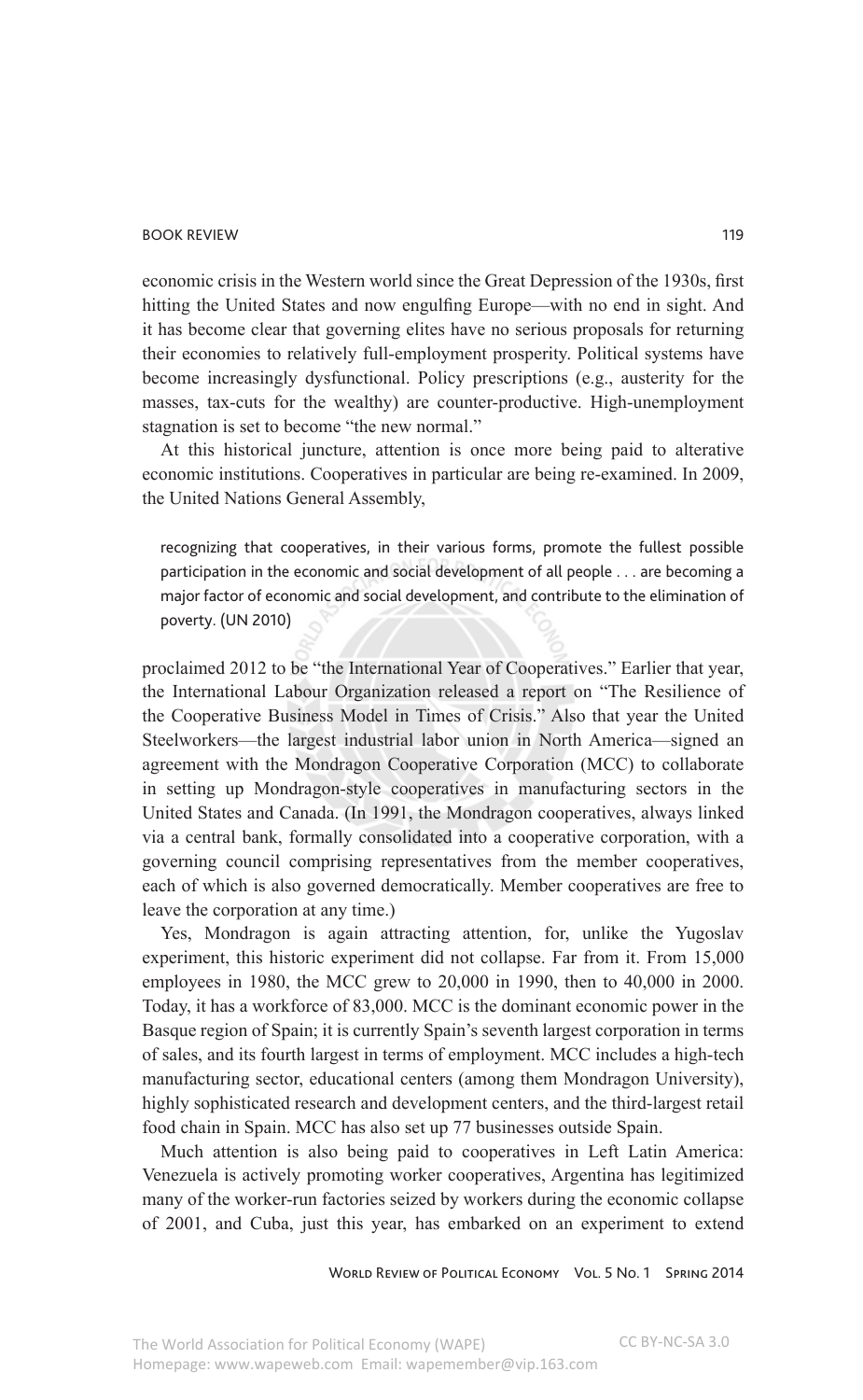economic crisis in the Western world since the Great Depression of the 1930s, first hitting the United States and now engulfing Europe—with no end in sight. And it has become clear that governing elites have no serious proposals for returning their economies to relatively full-employment prosperity. Political systems have become increasingly dysfunctional. Policy prescriptions (e.g., austerity for the masses, tax-cuts for the wealthy) are counter-productive. High-unemployment stagnation is set to become "the new normal."

At this historical juncture, attention is once more being paid to alterative economic institutions. Cooperatives in particular are being re-examined. In 2009, the United Nations General Assembly,

> recognizing that cooperatives, in their various forms, promote the fullest possible participation in the economic and social development of all people . . . are becoming a major factor of economic and social development, and contribute to the elimination of poverty. (UN 2010)

proclaimed 2012 to be "the International Year of Cooperatives." Earlier that year, the International Labour Organization released a report on "The Resilience of the Cooperative Business Model in Times of Crisis." Also that year the United Steelworkers—the largest industrial labor union in North America—signed an agreement with the Mondragon Cooperative Corporation (MCC) to collaborate in setting up Mondragon-style cooperatives in manufacturing sectors in the United States and Canada. (In 1991, the Mondragon cooperatives, always linked via a central bank, formally consolidated into a cooperative corporation, with a governing council comprising representatives from the member cooperatives, each of which is also governed democratically. Member cooperatives are free to leave the corporation at any time.)

Yes, Mondragon is again attracting attention, for, unlike the Yugoslav experiment, this historic experiment did not collapse. Far from it. From 15,000 employees in 1980, the MCC grew to 20,000 in 1990, then to 40,000 in 2000. Today, it has a workforce of 83,000. MCC is the dominant economic power in the Basque region of Spain; it is currently Spain's seventh largest corporation in terms of sales, and its fourth largest in terms of employment. MCC includes a high-tech manufacturing sector, educational centers (among them Mondragon University), highly sophisticated research and development centers, and the third-largest retail food chain in Spain. MCC has also set up 77 businesses outside Spain.

Much attention is also being paid to cooperatives in Left Latin America: Venezuela is actively promoting worker cooperatives, Argentina has legitimized many of the worker-run factories seized by workers during the economic collapse of 2001, and Cuba, just this year, has embarked on an experiment to extend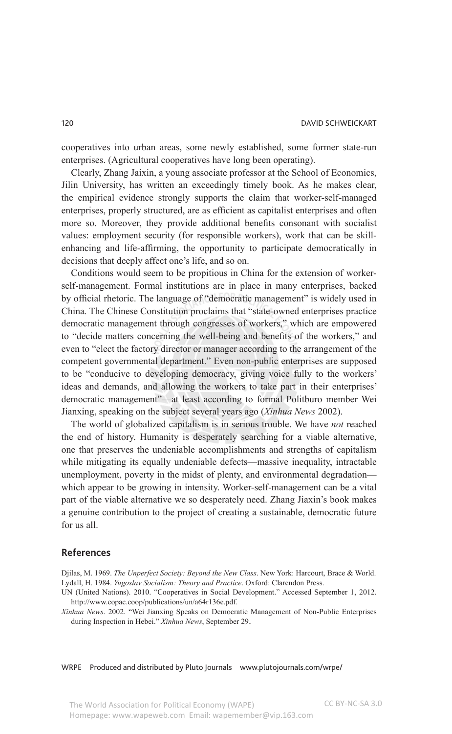cooperatives into urban areas, some newly established, some former state-run enterprises. (Agricultural cooperatives have long been operating).

Clearly, Zhang Jaixin, a young associate professor at the School of Economics, Jilin University, has written an exceedingly timely book. As he makes clear, the empirical evidence strongly supports the claim that worker-self-managed enterprises, properly structured, are as efficient as capitalist enterprises and often more so. Moreover, they provide additional benefits consonant with socialist values: employment security (for responsible workers), work that can be skill-enhancing and life-affirming, the opportunity to participate democratically in decisions that deeply affect one's life, and so on.

Conditions would seem to be propitious in China for the extension of worker-self-management. Formal institutions are in place in many enterprises, backed by official rhetoric. The language of "democratic management" is widely used in China. The Chinese Constitution proclaims that "state-owned enterprises practice democratic management through congresses of workers," which are empowered to "decide matters concerning the well-being and benefits of the workers," and even to "elect the factory director or manager according to the arrangement of the competent governmental department." Even non-public enterprises are supposed to be "conducive to developing democracy, giving voice fully to the workers' ideas and demands, and allowing the workers to take part in their enterprises' democratic management"—at least according to formal Politburo member Wei Jianxing, speaking on the subject several years ago (*Xinhua News* 2002).

The world of globalized capitalism is in serious trouble. We have *not* reached the end of history. Humanity is desperately searching for a viable alternative, one that preserves the undeniable accomplishments and strengths of capitalism while mitigating its equally undeniable defects—massive inequality, intractable unemployment, poverty in the midst of plenty, and environmental degradation—which appear to be growing in intensity. Worker-self-management can be a vital part of the viable alternative we so desperately need. Zhang Jiaxin's book makes a genuine contribution to the project of creating a sustainable, democratic future for us all.

## References

Djilas, M. 1969. *The Unperfect Society: Beyond the New Class*. New York: Harcourt, Brace & World.

Lydall, H. 1984. *Yugoslav Socialism: Theory and Practice*. Oxford: Clarendon Press.

UN (United Nations). 2010. "Cooperatives in Social Development." Accessed September 1, 2012. http://www.copac.coop/publications/un/a64r136e.pdf.

*Xinhua News*. 2002. "Wei Jianxing Speaks on Democratic Management of Non-Public Enterprises during Inspection in Hebei." *Xinhua News*, September 29.